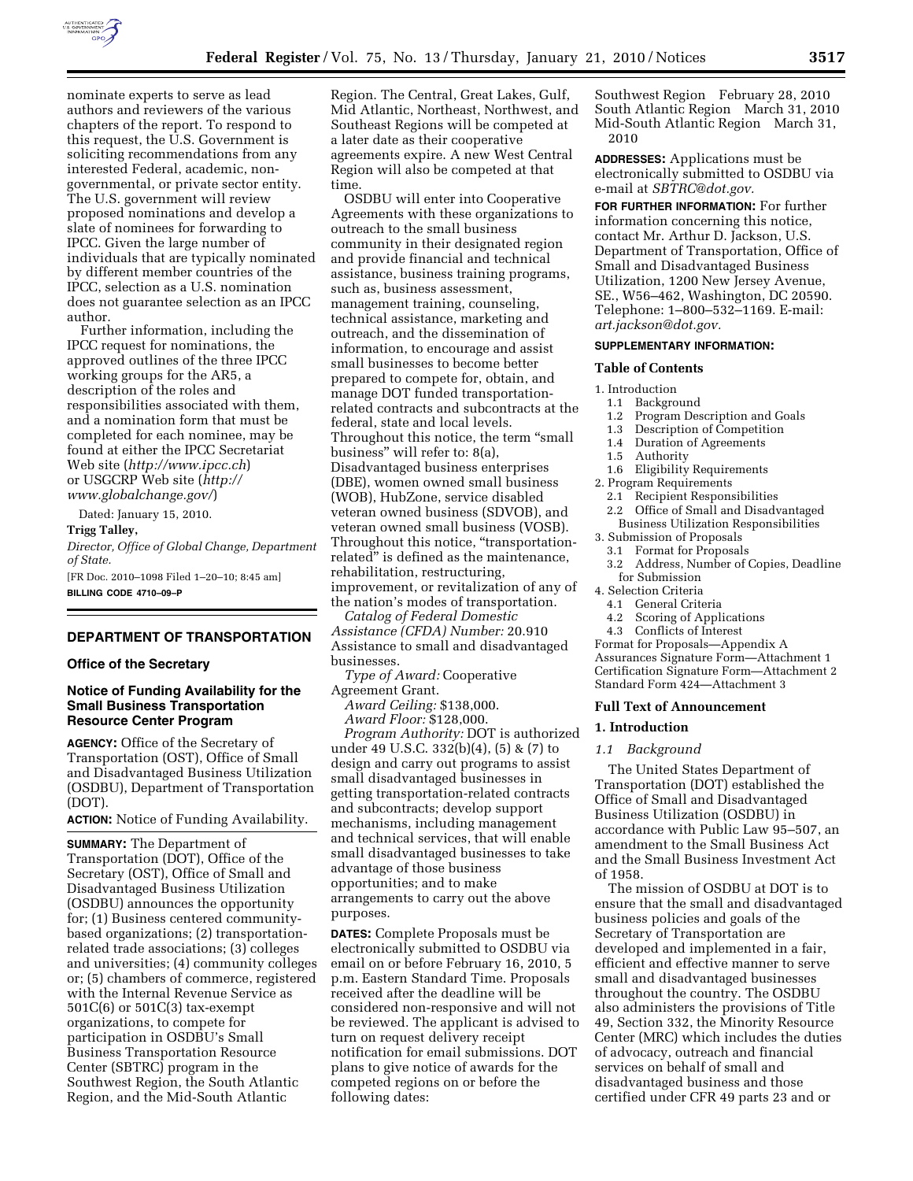nominate experts to serve as lead authors and reviewers of the various chapters of the report. To respond to this request, the U.S. Government is soliciting recommendations from any interested Federal, academic, non-governmental, or private sector entity. The U.S. government will review proposed nominations and develop a slate of nominees for forwarding to IPCC. Given the large number of individuals that are typically nominated by different member countries of the IPCC, selection as a U.S. nomination does not guarantee selection as an IPCC author.

Further information, including the IPCC request for nominations, the approved outlines of the three IPCC working groups for the AR5, a description of the roles and responsibilities associated with them, and a nomination form that must be completed for each nominee, may be found at either the IPCC Secretariat Web site (*http://www.ipcc.ch*) or USGCRP Web site (*http://www.globalchange.gov/*)

Dated: January 15, 2010.

**Trigg Talley,**

*Director, Office of Global Change, Department of State.*

[FR Doc. 2010–1098 Filed 1–20–10; 8:45 am]

**BILLING CODE 4710–09–P**

## DEPARTMENT OF TRANSPORTATION

### Office of the Secretary

### Notice of Funding Availability for the Small Business Transportation Resource Center Program

**AGENCY:** Office of the Secretary of Transportation (OST), Office of Small and Disadvantaged Business Utilization (OSDBU), Department of Transportation (DOT).

**ACTION:** Notice of Funding Availability.

**SUMMARY:** The Department of Transportation (DOT), Office of the Secretary (OST), Office of Small and Disadvantaged Business Utilization (OSDBU) announces the opportunity for; (1) Business centered community-based organizations; (2) transportation-related trade associations; (3) colleges and universities; (4) community colleges or; (5) chambers of commerce, registered with the Internal Revenue Service as 501C(6) or 501C(3) tax-exempt organizations, to compete for participation in OSDBU's Small Business Transportation Resource Center (SBTRC) program in the Southwest Region, the South Atlantic Region, and the Mid-South Atlantic Region. The Central, Great Lakes, Gulf, Mid Atlantic, Northeast, Northwest, and Southeast Regions will be competed at a later date as their cooperative agreements expire. A new West Central Region will also be competed at that time.

OSDBU will enter into Cooperative Agreements with these organizations to outreach to the small business community in their designated region and provide financial and technical assistance, business training programs, such as, business assessment, management training, counseling, technical assistance, marketing and outreach, and the dissemination of information, to encourage and assist small businesses to become better prepared to compete for, obtain, and manage DOT funded transportation-related contracts and subcontracts at the federal, state and local levels. Throughout this notice, the term "small business" will refer to: 8(a), Disadvantaged business enterprises (DBE), women owned small business (WOB), HubZone, service disabled veteran owned business (SDVOB), and veteran owned small business (VOSB). Throughout this notice, "transportation-related" is defined as the maintenance, rehabilitation, restructuring, improvement, or revitalization of any of the nation's modes of transportation.

*Catalog of Federal Domestic Assistance (CFDA) Number:* 20.910 Assistance to small and disadvantaged businesses.

*Type of Award:* Cooperative Agreement Grant.

*Award Ceiling:* $138,000.

*Award Floor:* $128,000.

*Program Authority:* DOT is authorized under 49 U.S.C. 332(b)(4), (5) & (7) to design and carry out programs to assist small disadvantaged businesses in getting transportation-related contracts and subcontracts; develop support mechanisms, including management and technical services, that will enable small disadvantaged businesses to take advantage of those business opportunities; and to make arrangements to carry out the above purposes.

**DATES:** Complete Proposals must be electronically submitted to OSDBU via email on or before February 16, 2010, 5 p.m. Eastern Standard Time. Proposals received after the deadline will be considered non-responsive and will not be reviewed. The applicant is advised to turn on request delivery receipt notification for email submissions. DOT plans to give notice of awards for the competed regions on or before the following dates:

Southwest Region February 28, 2010
South Atlantic Region March 31, 2010
Mid-South Atlantic Region March 31, 2010

**ADDRESSES:** Applications must be electronically submitted to OSDBU via e-mail at *SBTRC@dot.gov.*

**FOR FURTHER INFORMATION:** For further information concerning this notice, contact Mr. Arthur D. Jackson, U.S. Department of Transportation, Office of Small and Disadvantaged Business Utilization, 1200 New Jersey Avenue, SE., W56–462, Washington, DC 20590. Telephone: 1–800–532–1169. E-mail: *art.jackson@dot.gov.*

**SUPPLEMENTARY INFORMATION:**

**Table of Contents**

1. Introduction
   1.1 Background
   1.2 Program Description and Goals
   1.3 Description of Competition
   1.4 Duration of Agreements
   1.5 Authority
   1.6 Eligibility Requirements
2. Program Requirements
   2.1 Recipient Responsibilities
   2.2 Office of Small and Disadvantaged Business Utilization Responsibilities
3. Submission of Proposals
   3.1 Format for Proposals
   3.2 Address, Number of Copies, Deadline for Submission
4. Selection Criteria
   4.1 General Criteria
   4.2 Scoring of Applications
   4.3 Conflicts of Interest

Format for Proposals—Appendix A
Assurances Signature Form—Attachment 1
Certification Signature Form—Attachment 2
Standard Form 424—Attachment 3

**Full Text of Announcement**

**1. Introduction**

*1.1 Background*

The United States Department of Transportation (DOT) established the Office of Small and Disadvantaged Business Utilization (OSDBU) in accordance with Public Law 95–507, an amendment to the Small Business Act and the Small Business Investment Act of 1958.

The mission of OSDBU at DOT is to ensure that the small and disadvantaged business policies and goals of the Secretary of Transportation are developed and implemented in a fair, efficient and effective manner to serve small and disadvantaged businesses throughout the country. The OSDBU also administers the provisions of Title 49, Section 332, the Minority Resource Center (MRC) which includes the duties of advocacy, outreach and financial services on behalf of small and disadvantaged business and those certified under CFR 49 parts 23 and or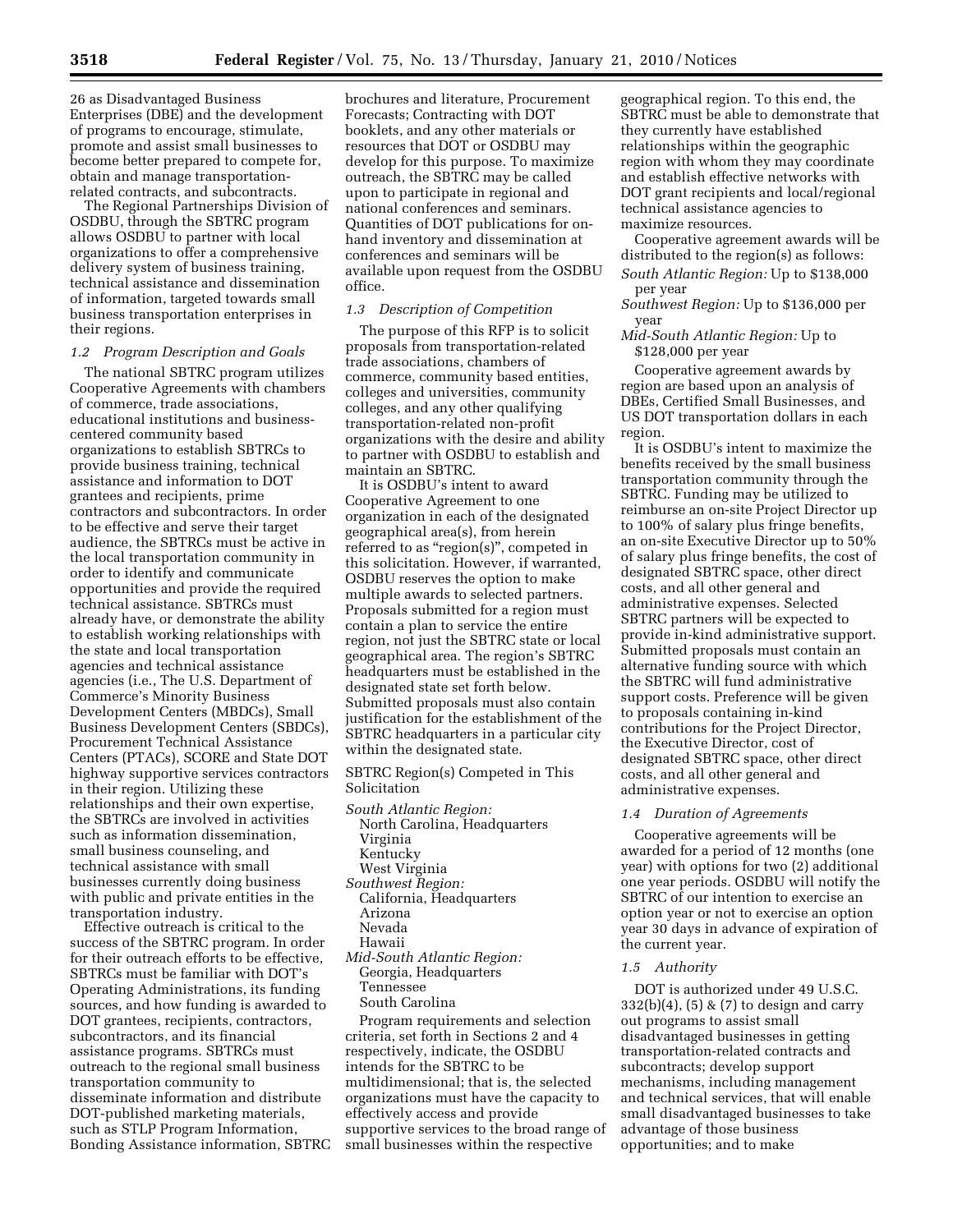26 as Disadvantaged Business Enterprises (DBE) and the development of programs to encourage, stimulate, promote and assist small businesses to become better prepared to compete for, obtain and manage transportation-related contracts, and subcontracts.

The Regional Partnerships Division of OSDBU, through the SBTRC program allows OSDBU to partner with local organizations to offer a comprehensive delivery system of business training, technical assistance and dissemination of information, targeted towards small business transportation enterprises in their regions.

### *1.2 Program Description and Goals*

The national SBTRC program utilizes Cooperative Agreements with chambers of commerce, trade associations, educational institutions and business-centered community based organizations to establish SBTRCs to provide business training, technical assistance and information to DOT grantees and recipients, prime contractors and subcontractors. In order to be effective and serve their target audience, the SBTRCs must be active in the local transportation community in order to identify and communicate opportunities and provide the required technical assistance. SBTRCs must already have, or demonstrate the ability to establish working relationships with the state and local transportation agencies and technical assistance agencies (i.e., The U.S. Department of Commerce's Minority Business Development Centers (MBDCs), Small Business Development Centers (SBDCs), Procurement Technical Assistance Centers (PTACs), SCORE and State DOT highway supportive services contractors in their region. Utilizing these relationships and their own expertise, the SBTRCs are involved in activities such as information dissemination, small business counseling, and technical assistance with small businesses currently doing business with public and private entities in the transportation industry.

Effective outreach is critical to the success of the SBTRC program. In order for their outreach efforts to be effective, SBTRCs must be familiar with DOT's Operating Administrations, its funding sources, and how funding is awarded to DOT grantees, recipients, contractors, subcontractors, and its financial assistance programs. SBTRCs must outreach to the regional small business transportation community to disseminate information and distribute DOT-published marketing materials, such as STLP Program Information, Bonding Assistance information, SBTRC brochures and literature, Procurement Forecasts; Contracting with DOT booklets, and any other materials or resources that DOT or OSDBU may develop for this purpose. To maximize outreach, the SBTRC may be called upon to participate in regional and national conferences and seminars. Quantities of DOT publications for on-hand inventory and dissemination at conferences and seminars will be available upon request from the OSDBU office.

### *1.3 Description of Competition*

The purpose of this RFP is to solicit proposals from transportation-related trade associations, chambers of commerce, community based entities, colleges and universities, community colleges, and any other qualifying transportation-related non-profit organizations with the desire and ability to partner with OSDBU to establish and maintain an SBTRC.

It is OSDBU's intent to award Cooperative Agreement to one organization in each of the designated geographical area(s), from herein referred to as "region(s)", competed in this solicitation. However, if warranted, OSDBU reserves the option to make multiple awards to selected partners. Proposals submitted for a region must contain a plan to service the entire region, not just the SBTRC state or local geographical area. The region's SBTRC headquarters must be established in the designated state set forth below. Submitted proposals must also contain justification for the establishment of the SBTRC headquarters in a particular city within the designated state.

SBTRC Region(s) Competed in This Solicitation

*South Atlantic Region:*
- North Carolina, Headquarters
- Virginia
- Kentucky
- West Virginia

*Southwest Region:*
- California, Headquarters
- Arizona
- Nevada
- Hawaii

*Mid-South Atlantic Region:*
- Georgia, Headquarters
- Tennessee
- South Carolina

Program requirements and selection criteria, set forth in Sections 2 and 4 respectively, indicate, the OSDBU intends for the SBTRC to be multidimensional; that is, the selected organizations must have the capacity to effectively access and provide supportive services to the broad range of small businesses within the respective geographical region. To this end, the SBTRC must be able to demonstrate that they currently have established relationships within the geographic region with whom they may coordinate and establish effective networks with DOT grant recipients and local/regional technical assistance agencies to maximize resources.

Cooperative agreement awards will be distributed to the region(s) as follows:

*South Atlantic Region:* Up to $138,000 per year

*Southwest Region:* Up to $136,000 per year

*Mid-South Atlantic Region:* Up to $128,000 per year

Cooperative agreement awards by region are based upon an analysis of DBEs, Certified Small Businesses, and US DOT transportation dollars in each region.

It is OSDBU's intent to maximize the benefits received by the small business transportation community through the SBTRC. Funding may be utilized to reimburse an on-site Project Director up to 100% of salary plus fringe benefits, an on-site Executive Director up to 50% of salary plus fringe benefits, the cost of designated SBTRC space, other direct costs, and all other general and administrative expenses. Selected SBTRC partners will be expected to provide in-kind administrative support. Submitted proposals must contain an alternative funding source with which the SBTRC will fund administrative support costs. Preference will be given to proposals containing in-kind contributions for the Project Director, the Executive Director, cost of designated SBTRC space, other direct costs, and all other general and administrative expenses.

### *1.4 Duration of Agreements*

Cooperative agreements will be awarded for a period of 12 months (one year) with options for two (2) additional one year periods. OSDBU will notify the SBTRC of our intention to exercise an option year or not to exercise an option year 30 days in advance of expiration of the current year.

### *1.5 Authority*

DOT is authorized under 49 U.S.C. 332(b)(4), (5) & (7) to design and carry out programs to assist small disadvantaged businesses in getting transportation-related contracts and subcontracts; develop support mechanisms, including management and technical services, that will enable small disadvantaged businesses to take advantage of those business opportunities; and to make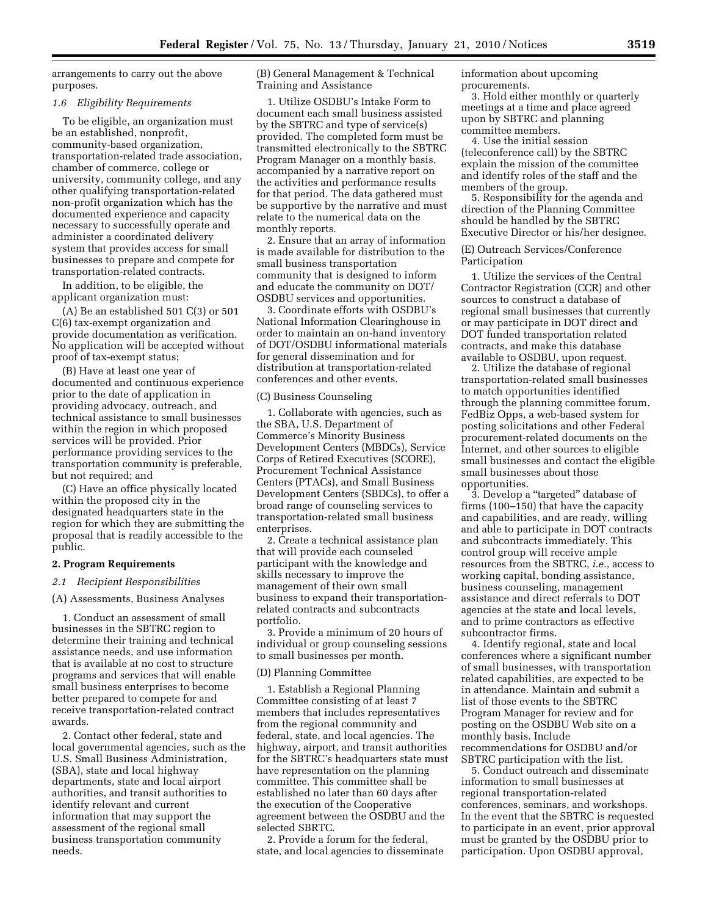arrangements to carry out the above purposes.

*1.6 Eligibility Requirements*

To be eligible, an organization must be an established, nonprofit, community-based organization, transportation-related trade association, chamber of commerce, college or university, community college, and any other qualifying transportation-related non-profit organization which has the documented experience and capacity necessary to successfully operate and administer a coordinated delivery system that provides access for small businesses to prepare and compete for transportation-related contracts.

In addition, to be eligible, the applicant organization must:

(A) Be an established 501 C(3) or 501 C(6) tax-exempt organization and provide documentation as verification. No application will be accepted without proof of tax-exempt status;

(B) Have at least one year of documented and continuous experience prior to the date of application in providing advocacy, outreach, and technical assistance to small businesses within the region in which proposed services will be provided. Prior performance providing services to the transportation community is preferable, but not required; and

(C) Have an office physically located within the proposed city in the designated headquarters state in the region for which they are submitting the proposal that is readily accessible to the public.

**2. Program Requirements**

*2.1 Recipient Responsibilities*

(A) Assessments, Business Analyses

1. Conduct an assessment of small businesses in the SBTRC region to determine their training and technical assistance needs, and use information that is available at no cost to structure programs and services that will enable small business enterprises to become better prepared to compete for and receive transportation-related contract awards.

2. Contact other federal, state and local governmental agencies, such as the U.S. Small Business Administration, (SBA), state and local highway departments, state and local airport authorities, and transit authorities to identify relevant and current information that may support the assessment of the regional small business transportation community needs.

(B) General Management & Technical Training and Assistance

1. Utilize OSDBU's Intake Form to document each small business assisted by the SBTRC and type of service(s) provided. The completed form must be transmitted electronically to the SBTRC Program Manager on a monthly basis, accompanied by a narrative report on the activities and performance results for that period. The data gathered must be supportive by the narrative and must relate to the numerical data on the monthly reports.

2. Ensure that an array of information is made available for distribution to the small business transportation community that is designed to inform and educate the community on DOT/OSDBU services and opportunities.

3. Coordinate efforts with OSDBU's National Information Clearinghouse in order to maintain an on-hand inventory of DOT/OSDBU informational materials for general dissemination and for distribution at transportation-related conferences and other events.

(C) Business Counseling

1. Collaborate with agencies, such as the SBA, U.S. Department of Commerce's Minority Business Development Centers (MBDCs), Service Corps of Retired Executives (SCORE), Procurement Technical Assistance Centers (PTACs), and Small Business Development Centers (SBDCs), to offer a broad range of counseling services to transportation-related small business enterprises.

2. Create a technical assistance plan that will provide each counseled participant with the knowledge and skills necessary to improve the management of their own small business to expand their transportation-related contracts and subcontracts portfolio.

3. Provide a minimum of 20 hours of individual or group counseling sessions to small businesses per month.

(D) Planning Committee

1. Establish a Regional Planning Committee consisting of at least 7 members that includes representatives from the regional community and federal, state, and local agencies. The highway, airport, and transit authorities for the SBTRC's headquarters state must have representation on the planning committee. This committee shall be established no later than 60 days after the execution of the Cooperative agreement between the OSDBU and the selected SBRTC.

2. Provide a forum for the federal, state, and local agencies to disseminate information about upcoming procurements.

3. Hold either monthly or quarterly meetings at a time and place agreed upon by SBTRC and planning committee members.

4. Use the initial session (teleconference call) by the SBTRC explain the mission of the committee and identify roles of the staff and the members of the group.

5. Responsibility for the agenda and direction of the Planning Committee should be handled by the SBTRC Executive Director or his/her designee.

(E) Outreach Services/Conference Participation

1. Utilize the services of the Central Contractor Registration (CCR) and other sources to construct a database of regional small businesses that currently or may participate in DOT direct and DOT funded transportation related contracts, and make this database available to OSDBU, upon request.

2. Utilize the database of regional transportation-related small businesses to match opportunities identified through the planning committee forum, FedBiz Opps, a web-based system for posting solicitations and other Federal procurement-related documents on the Internet, and other sources to eligible small businesses and contact the eligible small businesses about those opportunities.

3. Develop a "targeted" database of firms (100–150) that have the capacity and capabilities, and are ready, willing and able to participate in DOT contracts and subcontracts immediately. This control group will receive ample resources from the SBTRC, *i.e.,* access to working capital, bonding assistance, business counseling, management assistance and direct referrals to DOT agencies at the state and local levels, and to prime contractors as effective subcontractor firms.

4. Identify regional, state and local conferences where a significant number of small businesses, with transportation related capabilities, are expected to be in attendance. Maintain and submit a list of those events to the SBTRC Program Manager for review and for posting on the OSDBU Web site on a monthly basis. Include recommendations for OSDBU and/or SBTRC participation with the list.

5. Conduct outreach and disseminate information to small businesses at regional transportation-related conferences, seminars, and workshops. In the event that the SBTRC is requested to participate in an event, prior approval must be granted by the OSDBU prior to participation. Upon OSDBU approval,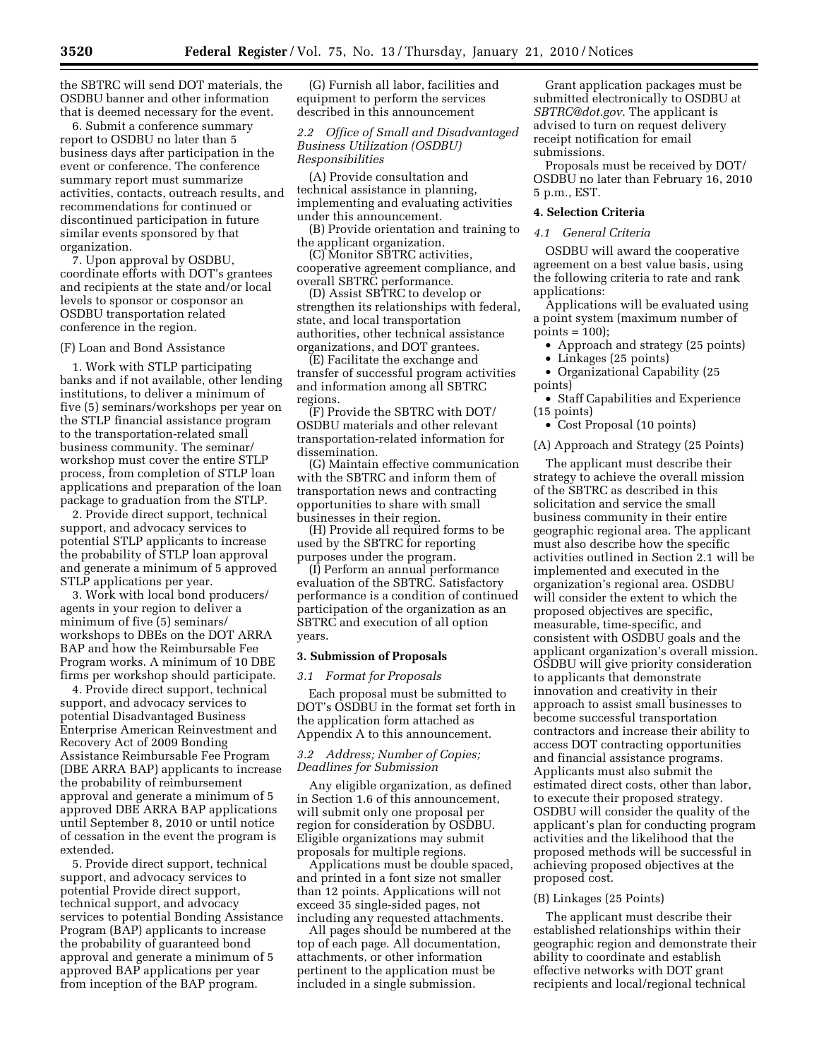the SBTRC will send DOT materials, the OSDBU banner and other information that is deemed necessary for the event.

6. Submit a conference summary report to OSDBU no later than 5 business days after participation in the event or conference. The conference summary report must summarize activities, contacts, outreach results, and recommendations for continued or discontinued participation in future similar events sponsored by that organization.

7. Upon approval by OSDBU, coordinate efforts with DOT's grantees and recipients at the state and/or local levels to sponsor or cosponsor an OSDBU transportation related conference in the region.

(F) Loan and Bond Assistance

1. Work with STLP participating banks and if not available, other lending institutions, to deliver a minimum of five (5) seminars/workshops per year on the STLP financial assistance program to the transportation-related small business community. The seminar/workshop must cover the entire STLP process, from completion of STLP loan applications and preparation of the loan package to graduation from the STLP.

2. Provide direct support, technical support, and advocacy services to potential STLP applicants to increase the probability of STLP loan approval and generate a minimum of 5 approved STLP applications per year.

3. Work with local bond producers/agents in your region to deliver a minimum of five (5) seminars/workshops to DBEs on the DOT ARRA BAP and how the Reimbursable Fee Program works. A minimum of 10 DBE firms per workshop should participate.

4. Provide direct support, technical support, and advocacy services to potential Disadvantaged Business Enterprise American Reinvestment and Recovery Act of 2009 Bonding Assistance Reimbursable Fee Program (DBE ARRA BAP) applicants to increase the probability of reimbursement approval and generate a minimum of 5 approved DBE ARRA BAP applications until September 8, 2010 or until notice of cessation in the event the program is extended.

5. Provide direct support, technical support, and advocacy services to potential Provide direct support, technical support, and advocacy services to potential Bonding Assistance Program (BAP) applicants to increase the probability of guaranteed bond approval and generate a minimum of 5 approved BAP applications per year from inception of the BAP program.

(G) Furnish all labor, facilities and equipment to perform the services described in this announcement

*2.2 Office of Small and Disadvantaged Business Utilization (OSDBU) Responsibilities*

(A) Provide consultation and technical assistance in planning, implementing and evaluating activities under this announcement.

(B) Provide orientation and training to the applicant organization.

(C) Monitor SBTRC activities, cooperative agreement compliance, and overall SBTRC performance.

(D) Assist SBTRC to develop or strengthen its relationships with federal, state, and local transportation authorities, other technical assistance organizations, and DOT grantees.

(E) Facilitate the exchange and transfer of successful program activities and information among all SBTRC regions.

(F) Provide the SBTRC with DOT/OSDBU materials and other relevant transportation-related information for dissemination.

(G) Maintain effective communication with the SBTRC and inform them of transportation news and contracting opportunities to share with small businesses in their region.

(H) Provide all required forms to be used by the SBTRC for reporting purposes under the program.

(I) Perform an annual performance evaluation of the SBTRC. Satisfactory performance is a condition of continued participation of the organization as an SBTRC and execution of all option years.

## 3. Submission of Proposals

*3.1 Format for Proposals*

Each proposal must be submitted to DOT's OSDBU in the format set forth in the application form attached as Appendix A to this announcement.

*3.2 Address; Number of Copies; Deadlines for Submission*

Any eligible organization, as defined in Section 1.6 of this announcement, will submit only one proposal per region for consideration by OSDBU. Eligible organizations may submit proposals for multiple regions.

Applications must be double spaced, and printed in a font size not smaller than 12 points. Applications will not exceed 35 single-sided pages, not including any requested attachments.

All pages should be numbered at the top of each page. All documentation, attachments, or other information pertinent to the application must be included in a single submission.

Grant application packages must be submitted electronically to OSDBU at *SBTRC@dot.gov.* The applicant is advised to turn on request delivery receipt notification for email submissions.

Proposals must be received by DOT/OSDBU no later than February 16, 2010 5 p.m., EST.

## 4. Selection Criteria

*4.1 General Criteria*

OSDBU will award the cooperative agreement on a best value basis, using the following criteria to rate and rank applications:

Applications will be evaluated using a point system (maximum number of points = 100);

- Approach and strategy (25 points)
- Linkages (25 points)
- Organizational Capability (25 points)
- Staff Capabilities and Experience (15 points)
- Cost Proposal (10 points)

(A) Approach and Strategy (25 Points)

The applicant must describe their strategy to achieve the overall mission of the SBTRC as described in this solicitation and service the small business community in their entire geographic regional area. The applicant must also describe how the specific activities outlined in Section 2.1 will be implemented and executed in the organization's regional area. OSDBU will consider the extent to which the proposed objectives are specific, measurable, time-specific, and consistent with OSDBU goals and the applicant organization's overall mission. OSDBU will give priority consideration to applicants that demonstrate innovation and creativity in their approach to assist small businesses to become successful transportation contractors and increase their ability to access DOT contracting opportunities and financial assistance programs. Applicants must also submit the estimated direct costs, other than labor, to execute their proposed strategy. OSDBU will consider the quality of the applicant's plan for conducting program activities and the likelihood that the proposed methods will be successful in achieving proposed objectives at the proposed cost.

(B) Linkages (25 Points)

The applicant must describe their established relationships within their geographic region and demonstrate their ability to coordinate and establish effective networks with DOT grant recipients and local/regional technical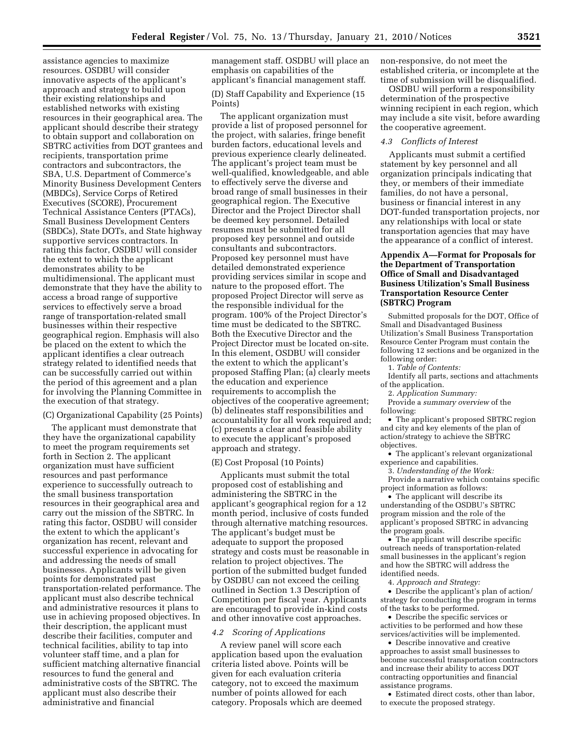assistance agencies to maximize resources. OSDBU will consider innovative aspects of the applicant's approach and strategy to build upon their existing relationships and established networks with existing resources in their geographical area. The applicant should describe their strategy to obtain support and collaboration on SBTRC activities from DOT grantees and recipients, transportation prime contractors and subcontractors, the SBA, U.S. Department of Commerce's Minority Business Development Centers (MBDCs), Service Corps of Retired Executives (SCORE), Procurement Technical Assistance Centers (PTACs), Small Business Development Centers (SBDCs), State DOTs, and State highway supportive services contractors. In rating this factor, OSDBU will consider the extent to which the applicant demonstrates ability to be multidimensional. The applicant must demonstrate that they have the ability to access a broad range of supportive services to effectively serve a broad range of transportation-related small businesses within their respective geographical region. Emphasis will also be placed on the extent to which the applicant identifies a clear outreach strategy related to identified needs that can be successfully carried out within the period of this agreement and a plan for involving the Planning Committee in the execution of that strategy.

(C) Organizational Capability (25 Points)

The applicant must demonstrate that they have the organizational capability to meet the program requirements set forth in Section 2. The applicant organization must have sufficient resources and past performance experience to successfully outreach to the small business transportation resources in their geographical area and carry out the mission of the SBTRC. In rating this factor, OSDBU will consider the extent to which the applicant's organization has recent, relevant and successful experience in advocating for and addressing the needs of small businesses. Applicants will be given points for demonstrated past transportation-related performance. The applicant must also describe technical and administrative resources it plans to use in achieving proposed objectives. In their description, the applicant must describe their facilities, computer and technical facilities, ability to tap into volunteer staff time, and a plan for sufficient matching alternative financial resources to fund the general and administrative costs of the SBTRC. The applicant must also describe their administrative and financial management staff. OSDBU will place an emphasis on capabilities of the applicant's financial management staff.

(D) Staff Capability and Experience (15 Points)

The applicant organization must provide a list of proposed personnel for the project, with salaries, fringe benefit burden factors, educational levels and previous experience clearly delineated. The applicant's project team must be well-qualified, knowledgeable, and able to effectively serve the diverse and broad range of small businesses in their geographical region. The Executive Director and the Project Director shall be deemed key personnel. Detailed resumes must be submitted for all proposed key personnel and outside consultants and subcontractors. Proposed key personnel must have detailed demonstrated experience providing services similar in scope and nature to the proposed effort. The proposed Project Director will serve as the responsible individual for the program. 100% of the Project Director's time must be dedicated to the SBTRC. Both the Executive Director and the Project Director must be located on-site. In this element, OSDBU will consider the extent to which the applicant's proposed Staffing Plan; (a) clearly meets the education and experience requirements to accomplish the objectives of the cooperative agreement; (b) delineates staff responsibilities and accountability for all work required and; (c) presents a clear and feasible ability to execute the applicant's proposed approach and strategy.

(E) Cost Proposal (10 Points)

Applicants must submit the total proposed cost of establishing and administering the SBTRC in the applicant's geographical region for a 12 month period, inclusive of costs funded through alternative matching resources. The applicant's budget must be adequate to support the proposed strategy and costs must be reasonable in relation to project objectives. The portion of the submitted budget funded by OSDBU can not exceed the ceiling outlined in Section 1.3 Description of Competition per fiscal year. Applicants are encouraged to provide in-kind costs and other innovative cost approaches.

### *4.2 Scoring of Applications*

A review panel will score each application based upon the evaluation criteria listed above. Points will be given for each evaluation criteria category, not to exceed the maximum number of points allowed for each category. Proposals which are deemed non-responsive, do not meet the established criteria, or incomplete at the time of submission will be disqualified.

OSDBU will perform a responsibility determination of the prospective winning recipient in each region, which may include a site visit, before awarding the cooperative agreement.

### *4.3 Conflicts of Interest*

Applicants must submit a certified statement by key personnel and all organization principals indicating that they, or members of their immediate families, do not have a personal, business or financial interest in any DOT-funded transportation projects, nor any relationships with local or state transportation agencies that may have the appearance of a conflict of interest.

## Appendix A—Format for Proposals for the Department of Transportation Office of Small and Disadvantaged Business Utilization's Small Business Transportation Resource Center (SBTRC) Program

Submitted proposals for the DOT, Office of Small and Disadvantaged Business Utilization's Small Business Transportation Resource Center Program must contain the following 12 sections and be organized in the following order:

1. *Table of Contents:*

Identify all parts, sections and attachments of the application.

2. *Application Summary:*

Provide a *summary overview* of the following:

• The applicant's proposed SBTRC region and city and key elements of the plan of action/strategy to achieve the SBTRC objectives.

• The applicant's relevant organizational experience and capabilities.

3. *Understanding of the Work:*

Provide a narrative which contains specific project information as follows:

• The applicant will describe its understanding of the OSDBU's SBTRC program mission and the role of the applicant's proposed SBTRC in advancing the program goals.

• The applicant will describe specific outreach needs of transportation-related small businesses in the applicant's region and how the SBTRC will address the identified needs.

4. *Approach and Strategy:*

• Describe the applicant's plan of action/strategy for conducting the program in terms of the tasks to be performed.

• Describe the specific services or activities to be performed and how these services/activities will be implemented.

• Describe innovative and creative approaches to assist small businesses to become successful transportation contractors and increase their ability to access DOT contracting opportunities and financial assistance programs.

• Estimated direct costs, other than labor, to execute the proposed strategy.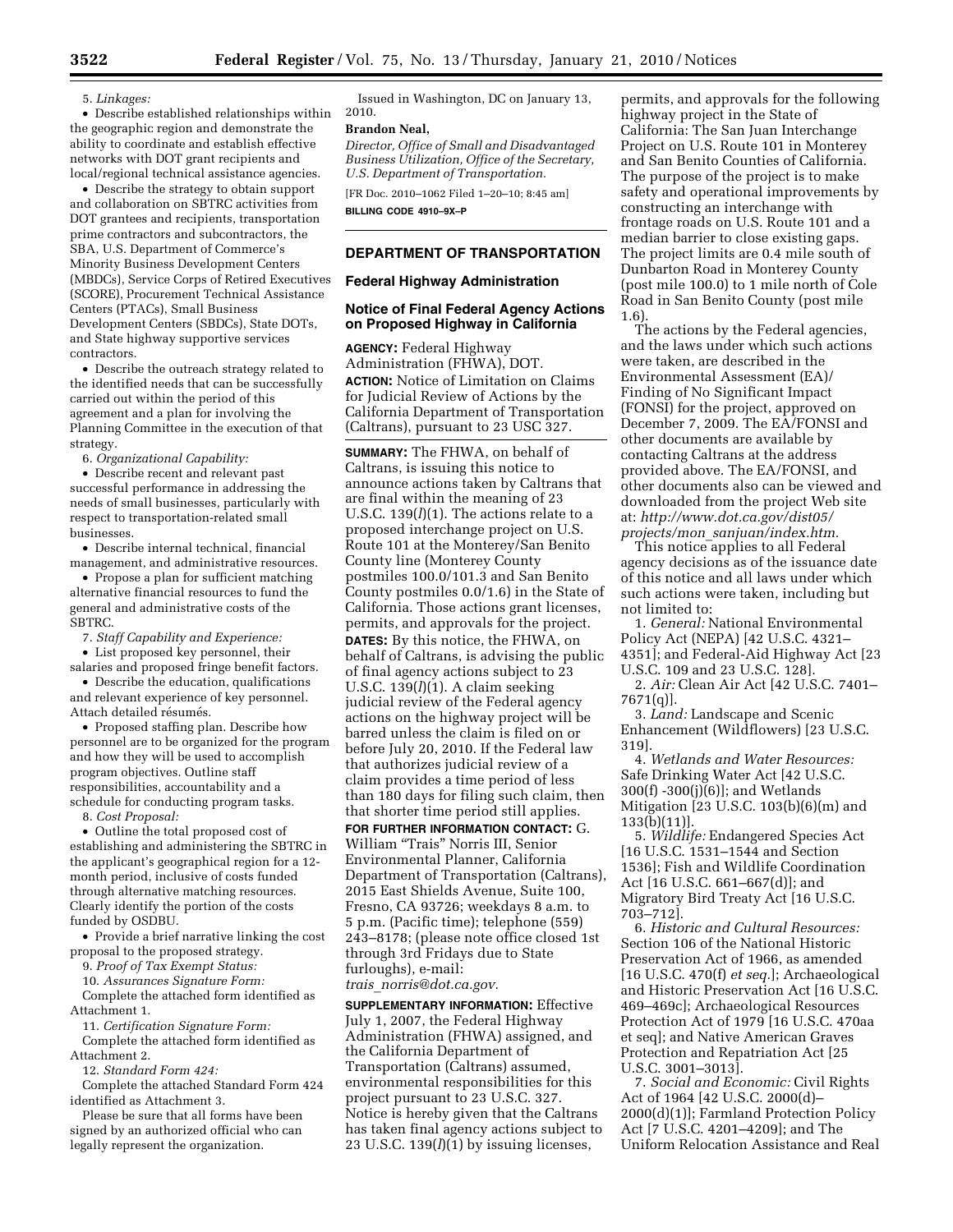5. *Linkages:*

- Describe established relationships within the geographic region and demonstrate the ability to coordinate and establish effective networks with DOT grant recipients and local/regional technical assistance agencies.
- Describe the strategy to obtain support and collaboration on SBTRC activities from DOT grantees and recipients, transportation prime contractors and subcontractors, the SBA, U.S. Department of Commerce's Minority Business Development Centers (MBDCs), Service Corps of Retired Executives (SCORE), Procurement Technical Assistance Centers (PTACs), Small Business Development Centers (SBDCs), State DOTs, and State highway supportive services contractors.
- Describe the outreach strategy related to the identified needs that can be successfully carried out within the period of this agreement and a plan for involving the Planning Committee in the execution of that strategy.

6. *Organizational Capability:*

- Describe recent and relevant past successful performance in addressing the needs of small businesses, particularly with respect to transportation-related small businesses.
- Describe internal technical, financial management, and administrative resources.
- Propose a plan for sufficient matching alternative financial resources to fund the general and administrative costs of the SBTRC.

7. *Staff Capability and Experience:*

- List proposed key personnel, their salaries and proposed fringe benefit factors.
- Describe the education, qualifications and relevant experience of key personnel. Attach detailed résumés.
- Proposed staffing plan. Describe how personnel are to be organized for the program and how they will be used to accomplish program objectives. Outline staff responsibilities, accountability and a schedule for conducting program tasks.

8. *Cost Proposal:*

- Outline the total proposed cost of establishing and administering the SBTRC in the applicant's geographical region for a 12-month period, inclusive of costs funded through alternative matching resources. Clearly identify the portion of the costs funded by OSDBU.
- Provide a brief narrative linking the cost proposal to the proposed strategy.

9. *Proof of Tax Exempt Status:*

10. *Assurances Signature Form:*

Complete the attached form identified as Attachment 1.

11. *Certification Signature Form:*

Complete the attached form identified as Attachment 2.

12. *Standard Form 424:*

Complete the attached Standard Form 424 identified as Attachment 3.

Please be sure that all forms have been signed by an authorized official who can legally represent the organization.

Issued in Washington, DC on January 13, 2010.

**Brandon Neal,**

*Director, Office of Small and Disadvantaged Business Utilization, Office of the Secretary, U.S. Department of Transportation.*

[FR Doc. 2010–1062 Filed 1–20–10; 8:45 am]

**BILLING CODE 4910–9X–P**

## DEPARTMENT OF TRANSPORTATION

### Federal Highway Administration

### Notice of Final Federal Agency Actions on Proposed Highway in California

**AGENCY:** Federal Highway Administration (FHWA), DOT.

**ACTION:** Notice of Limitation on Claims for Judicial Review of Actions by the California Department of Transportation (Caltrans), pursuant to 23 USC 327.

**SUMMARY:** The FHWA, on behalf of Caltrans, is issuing this notice to announce actions taken by Caltrans that are final within the meaning of 23 U.S.C. 139(*l*)(1). The actions relate to a proposed interchange project on U.S. Route 101 at the Monterey/San Benito County line (Monterey County postmiles 100.0/101.3 and San Benito County postmiles 0.0/1.6) in the State of California. Those actions grant licenses, permits, and approvals for the project.

**DATES:** By this notice, the FHWA, on behalf of Caltrans, is advising the public of final agency actions subject to 23 U.S.C. 139(*l*)(1). A claim seeking judicial review of the Federal agency actions on the highway project will be barred unless the claim is filed on or before July 20, 2010. If the Federal law that authorizes judicial review of a claim provides a time period of less than 180 days for filing such claim, then that shorter time period still applies.

**FOR FURTHER INFORMATION CONTACT:** G. William "Trais" Norris III, Senior Environmental Planner, California Department of Transportation (Caltrans), 2015 East Shields Avenue, Suite 100, Fresno, CA 93726; weekdays 8 a.m. to 5 p.m. (Pacific time); telephone (559) 243–8178; (please note office closed 1st through 3rd Fridays due to State furloughs), e-mail: *trais_norris@dot.ca.gov.*

**SUPPLEMENTARY INFORMATION:** Effective July 1, 2007, the Federal Highway Administration (FHWA) assigned, and the California Department of Transportation (Caltrans) assumed, environmental responsibilities for this project pursuant to 23 U.S.C. 327. Notice is hereby given that the Caltrans has taken final agency actions subject to 23 U.S.C. 139(*l*)(1) by issuing licenses, permits, and approvals for the following highway project in the State of California: The San Juan Interchange Project on U.S. Route 101 in Monterey and San Benito Counties of California. The purpose of the project is to make safety and operational improvements by constructing an interchange with frontage roads on U.S. Route 101 and a median barrier to close existing gaps. The project limits are 0.4 mile south of Dunbarton Road in Monterey County (post mile 100.0) to 1 mile north of Cole Road in San Benito County (post mile 1.6).

The actions by the Federal agencies, and the laws under which such actions were taken, are described in the Environmental Assessment (EA)/Finding of No Significant Impact (FONSI) for the project, approved on December 7, 2009. The EA/FONSI and other documents are available by contacting Caltrans at the address provided above. The EA/FONSI, and other documents also can be viewed and downloaded from the project Web site at: *http://www.dot.ca.gov/dist05/projects/mon_sanjuan/index.htm.*

This notice applies to all Federal agency decisions as of the issuance date of this notice and all laws under which such actions were taken, including but not limited to:

1. *General:* National Environmental Policy Act (NEPA) [42 U.S.C. 4321–4351]; and Federal-Aid Highway Act [23 U.S.C. 109 and 23 U.S.C. 128].
2. *Air:* Clean Air Act [42 U.S.C. 7401–7671(q)].
3. *Land:* Landscape and Scenic Enhancement (Wildflowers) [23 U.S.C. 319].
4. *Wetlands and Water Resources:* Safe Drinking Water Act [42 U.S.C. 300(f) -300(j)(6)]; and Wetlands Mitigation [23 U.S.C. 103(b)(6)(m) and 133(b)(11)].
5. *Wildlife:* Endangered Species Act [16 U.S.C. 1531–1544 and Section 1536]; Fish and Wildlife Coordination Act [16 U.S.C. 661–667(d)]; and Migratory Bird Treaty Act [16 U.S.C. 703–712].
6. *Historic and Cultural Resources:* Section 106 of the National Historic Preservation Act of 1966, as amended [16 U.S.C. 470(f) *et seq.*]; Archaeological and Historic Preservation Act [16 U.S.C. 469–469c]; Archaeological Resources Protection Act of 1979 [16 U.S.C. 470aa et seq]; and Native American Graves Protection and Repatriation Act [25 U.S.C. 3001–3013].
7. *Social and Economic:* Civil Rights Act of 1964 [42 U.S.C. 2000(d)–2000(d)(1)]; Farmland Protection Policy Act [7 U.S.C. 4201–4209]; and The Uniform Relocation Assistance and Real